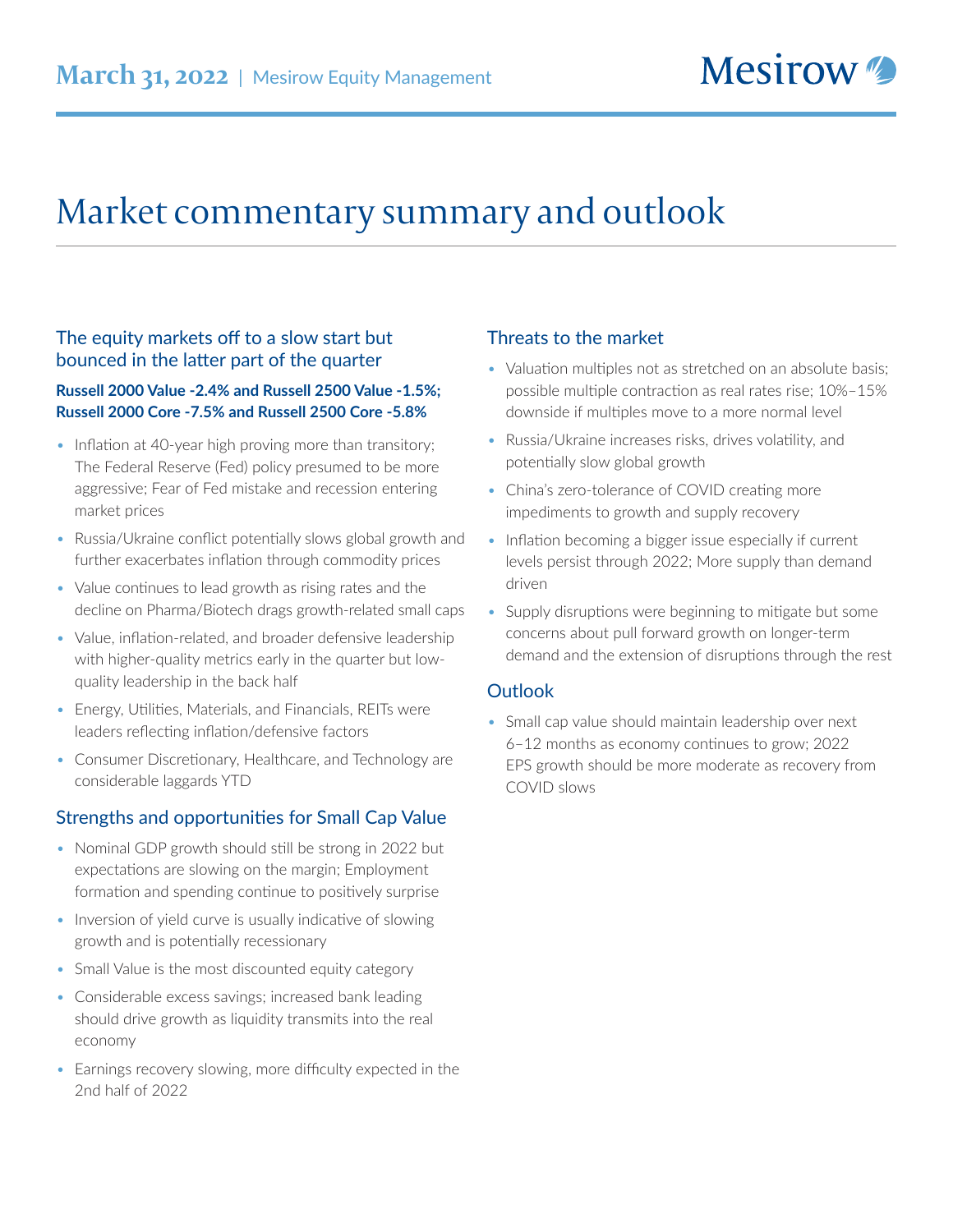**March 31, 2022** | Mesirow Equity Management

# Market commentary summary and outlook

## The equity markets off to a slow start but bounced in the latter part of the quarter

**Russell 2000 Value -2.4% and Russell 2500 Value -1.5%; Russell 2000 Core -7.5% and Russell 2500 Core -5.8%**

- Inflation at 40-year high proving more than transitory; The Federal Reserve (Fed) policy presumed to be more aggressive; Fear of Fed mistake and recession entering market prices
- Russia/Ukraine conflict potentially slows global growth and further exacerbates inflation through commodity prices
- Value continues to lead growth as rising rates and the decline on Pharma/Biotech drags growth-related small caps
- Value, inflation-related, and broader defensive leadership with higher-quality metrics early in the quarter but low-quality leadership in the back half
- Energy, Utilities, Materials, and Financials, REITs were leaders reflecting inflation/defensive factors
- Consumer Discretionary, Healthcare, and Technology are considerable laggards YTD

## Strengths and opportunities for Small Cap Value

- Nominal GDP growth should still be strong in 2022 but expectations are slowing on the margin; Employment formation and spending continue to positively surprise
- Inversion of yield curve is usually indicative of slowing growth and is potentially recessionary
- Small Value is the most discounted equity category
- Considerable excess savings; increased bank leading should drive growth as liquidity transmits into the real economy
- Earnings recovery slowing, more difficulty expected in the 2nd half of 2022

## Threats to the market

- Valuation multiples not as stretched on an absolute basis; possible multiple contraction as real rates rise; 10%–15% downside if multiples move to a more normal level
- Russia/Ukraine increases risks, drives volatility, and potentially slow global growth
- China's zero-tolerance of COVID creating more impediments to growth and supply recovery
- Inflation becoming a bigger issue especially if current levels persist through 2022; More supply than demand driven
- Supply disruptions were beginning to mitigate but some concerns about pull forward growth on longer-term demand and the extension of disruptions through the rest

## Outlook

- Small cap value should maintain leadership over next 6–12 months as economy continues to grow; 2022 EPS growth should be more moderate as recovery from COVID slows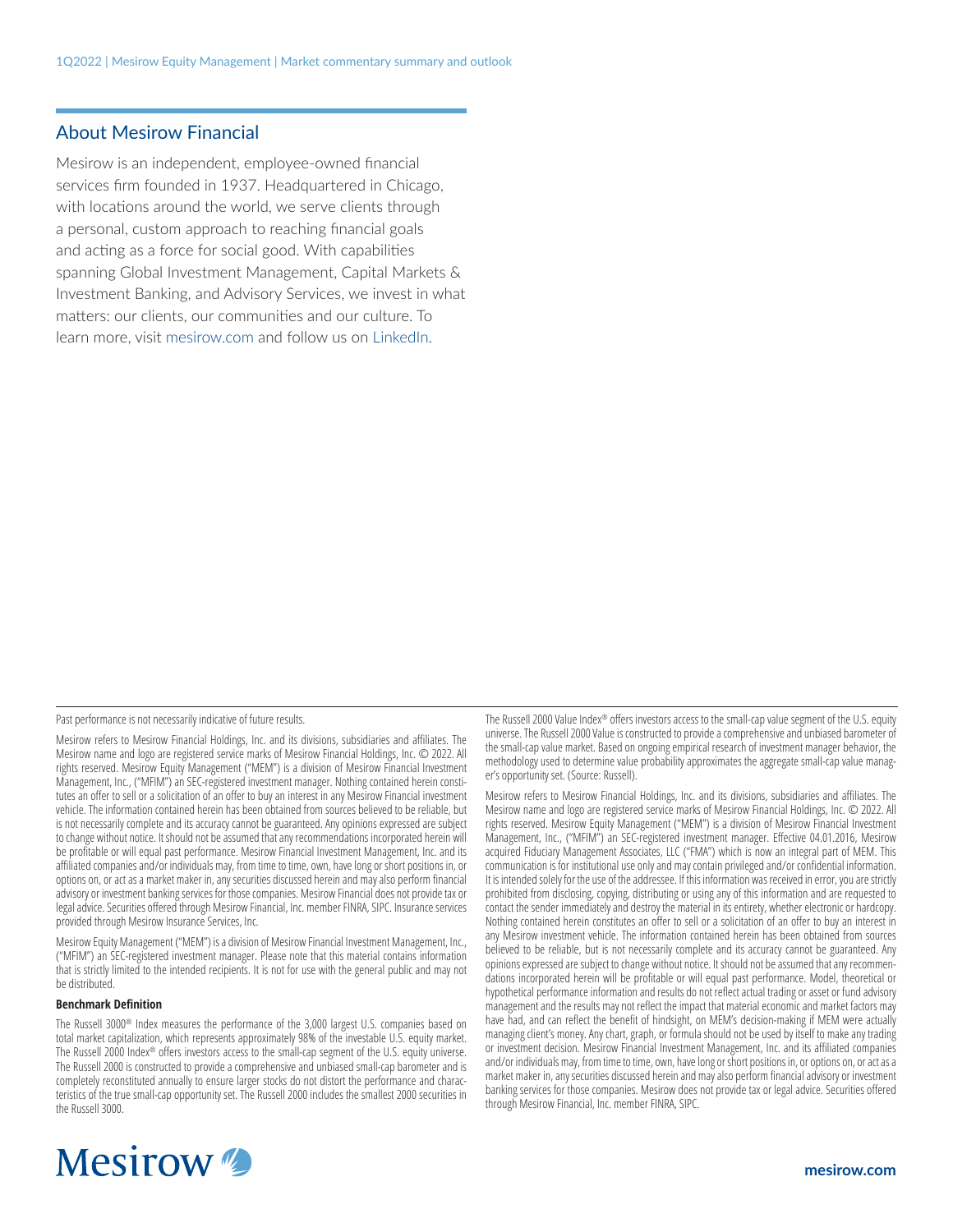## About Mesirow Financial

Mesirow is an independent, employee-owned financial services firm founded in 1937. Headquartered in Chicago, with locations around the world, we serve clients through a personal, custom approach to reaching financial goals and acting as a force for social good. With capabilities spanning Global Investment Management, Capital Markets & Investment Banking, and Advisory Services, we invest in what matters: our clients, our communities and our culture. To learn more, visit mesirow.com and follow us on LinkedIn.

Past performance is not necessarily indicative of future results.

Mesirow refers to Mesirow Financial Holdings, Inc. and its divisions, subsidiaries and affiliates. The Mesirow name and logo are registered service marks of Mesirow Financial Holdings, Inc. © 2022. All rights reserved. Mesirow Equity Management ("MEM") is a division of Mesirow Financial Investment Management, Inc., ("MFIM") an SEC-registered investment manager. Nothing contained herein constitutes an offer to sell or a solicitation of an offer to buy an interest in any Mesirow Financial investment vehicle. The information contained herein has been obtained from sources believed to be reliable, but is not necessarily complete and its accuracy cannot be guaranteed. Any opinions expressed are subject to change without notice. It should not be assumed that any recommendations incorporated herein will be profitable or will equal past performance. Mesirow Financial Investment Management, Inc. and its affiliated companies and/or individuals may, from time to time, own, have long or short positions in, or options on, or act as a market maker in, any securities discussed herein and may also perform financial advisory or investment banking services for those companies. Mesirow Financial does not provide tax or legal advice. Securities offered through Mesirow Financial, Inc. member FINRA, SIPC. Insurance services provided through Mesirow Insurance Services, Inc.

Mesirow Equity Management ("MEM") is a division of Mesirow Financial Investment Management, Inc., ("MFIM") an SEC-registered investment manager. Please note that this material contains information that is strictly limited to the intended recipients. It is not for use with the general public and may not be distributed.

**Benchmark Definition**

The Russell 3000® Index measures the performance of the 3,000 largest U.S. companies based on total market capitalization, which represents approximately 98% of the investable U.S. equity market. The Russell 2000 Index® offers investors access to the small-cap segment of the U.S. equity universe. The Russell 2000 is constructed to provide a comprehensive and unbiased small-cap barometer and is completely reconstituted annually to ensure larger stocks do not distort the performance and characteristics of the true small-cap opportunity set. The Russell 2000 includes the smallest 2000 securities in the Russell 3000.

The Russell 2000 Value Index® offers investors access to the small-cap value segment of the U.S. equity universe. The Russell 2000 Value is constructed to provide a comprehensive and unbiased barometer of the small-cap value market. Based on ongoing empirical research of investment manager behavior, the methodology used to determine value probability approximates the aggregate small-cap value manager's opportunity set. (Source: Russell).

Mesirow refers to Mesirow Financial Holdings, Inc. and its divisions, subsidiaries and affiliates. The Mesirow name and logo are registered service marks of Mesirow Financial Holdings, Inc. © 2022. All rights reserved. Mesirow Equity Management ("MEM") is a division of Mesirow Financial Investment Management, Inc., ("MFIM") an SEC-registered investment manager. Effective 04.01.2016, Mesirow acquired Fiduciary Management Associates, LLC ("FMA") which is now an integral part of MEM. This communication is for institutional use only and may contain privileged and/or confidential information. It is intended solely for the use of the addressee. If this information was received in error, you are strictly prohibited from disclosing, copying, distributing or using any of this information and are requested to contact the sender immediately and destroy the material in its entirety, whether electronic or hardcopy. Nothing contained herein constitutes an offer to sell or a solicitation of an offer to buy an interest in any Mesirow investment vehicle. The information contained herein has been obtained from sources believed to be reliable, but is not necessarily complete and its accuracy cannot be guaranteed. Any opinions expressed are subject to change without notice. It should not be assumed that any recommendations incorporated herein will be profitable or will equal past performance. Model, theoretical or hypothetical performance information and results do not reflect actual trading or asset or fund advisory management and the results may not reflect the impact that material economic and market factors may have had, and can reflect the benefit of hindsight, on MEM's decision-making if MEM were actually managing client's money. Any chart, graph, or formula should not be used by itself to make any trading or investment decision. Mesirow Financial Investment Management, Inc. and its affiliated companies and/or individuals may, from time to time, own, have long or short positions in, or options on, or act as a market maker in, any securities discussed herein and may also perform financial advisory or investment banking services for those companies. Mesirow does not provide tax or legal advice. Securities offered through Mesirow Financial, Inc. member FINRA, SIPC.

Mesirow

mesirow.com